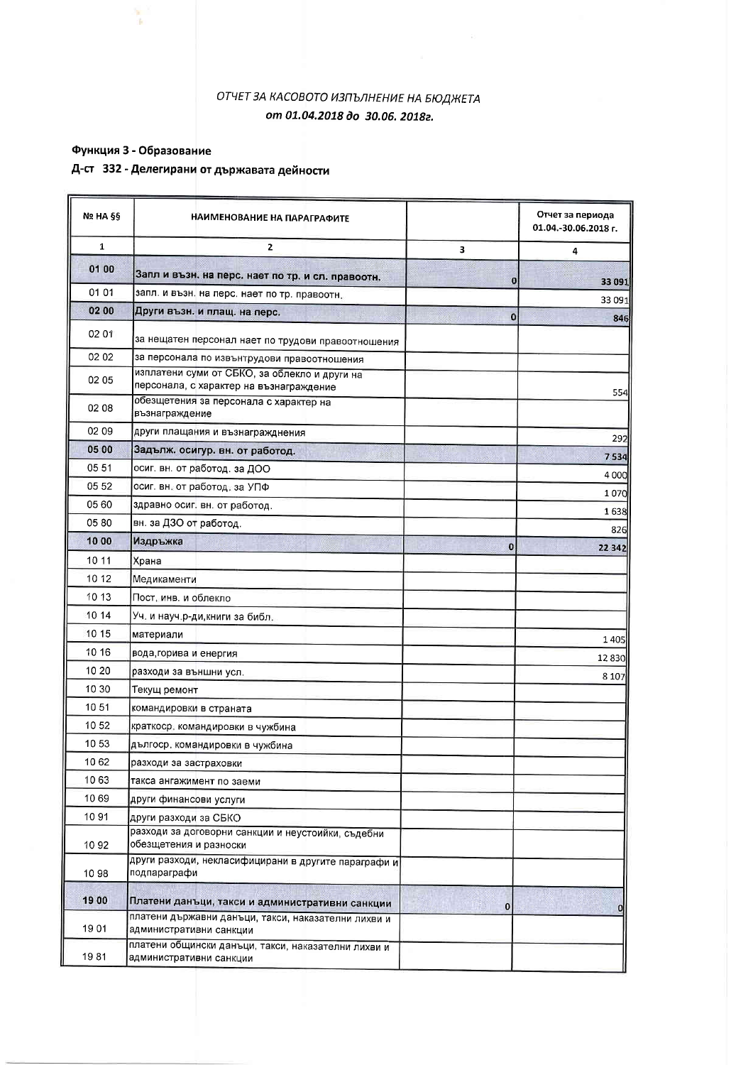## *ОТЧЕТ ЗА КАСОВОТО ИЗПЪЛНЕНИЕ НА БЮДЖЕТА*
## *от 01.04.2018 до 30.06. 2018г.*

**Функция 3 - Образование**

**Д-ст 332 - Делегирани от държавата дейности**

| № НА §§ | НАИМЕНОВАНИЕ НА ПАРАГРАФИТЕ | | Отчет за периода 01.04.-30.06.2018 г. |
|---|---|---|---|
| 1 | 2 | 3 | 4 |
| **01 00** | **Запл и възн. на перс. нает по тр. и сл. правоотн.** | **0** | **33 091** |
| 01 01 | запл. и възн. на перс. нает по тр. правоотн. | | 33 091 |
| **02 00** | **Други възн. и плащ. на перс.** | **0** | **846** |
| 02 01 | за нещатен персонал нает по трудови правоотношения | | |
| 02 02 | за персонала по извънтрудови правоотношения | | |
| 02 05 | изплатени суми от СБКО, за облекло и други на персонала, с характер на възнаграждение | | 554 |
| 02 08 | обезщетения за персонала с характер на възнаграждение | | |
| 02 09 | други плащания и възнаграждения | | 292 |
| **05 00** | **Задълж. осигур. вн. от работод.** | | **7 534** |
| 05 51 | осиг. вн. от работод. за ДОО | | 4 000 |
| 05 52 | осиг. вн. от работод. за УПФ | | 1 070 |
| 05 60 | здравно осиг. вн. от работод. | | 1 638 |
| 05 80 | вн. за ДЗО от работод. | | 826 |
| **10 00** | **Издръжка** | **0** | **22 342** |
| 10 11 | Храна | | |
| 10 12 | Медикаменти | | |
| 10 13 | Пост. инв. и облекло | | |
| 10 14 | Уч. и науч.р-ди,книги за библ. | | |
| 10 15 | материали | | 1 405 |
| 10 16 | вода,горива и енергия | | 12 830 |
| 10 20 | разходи за външни усл. | | 8 107 |
| 10 30 | Текущ ремонт | | |
| 10 51 | командировки в страната | | |
| 10 52 | краткоср. командировки в чужбина | | |
| 10 53 | дългоср. командировки в чужбина | | |
| 10 62 | разходи за застраховки | | |
| 10 63 | такса ангажимент по заеми | | |
| 10 69 | други финансови услуги | | |
| 10 91 | други разходи за СБКО | | |
| 10 92 | разходи за договорни санкции и неустойки, съдебни обезщетения и разноски | | |
| 10 98 | други разходи, некласифицирани в другите параграфи и подпараграфи | | |
| **19 00** | **Платени данъци, такси и административни санкции** | **0** | **0** |
| 19 01 | платени държавни данъци, такси, наказателни лихви и административни санкции | | |
| 19 81 | платени общински данъци, такси, наказателни лихви и административни санкции | | |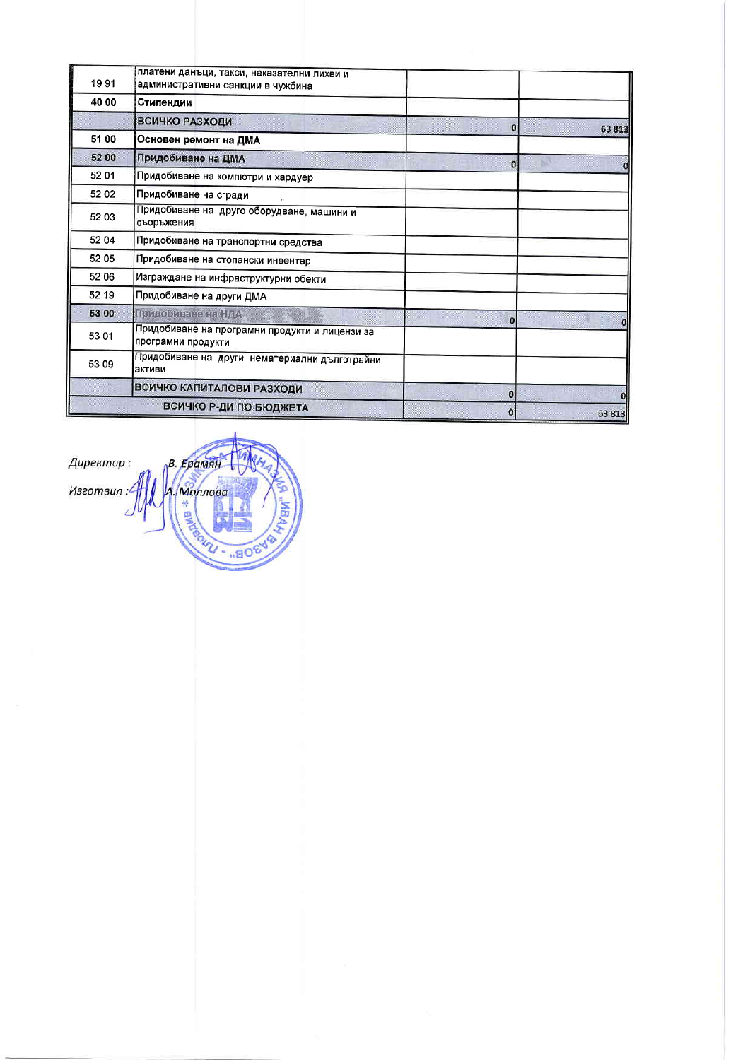| | | | |
|---|---|---|---|
| 19 91 | платени данъци, такси, наказателни лихви и административни санкции в чужбина | | |
| **40 00** | **Стипендии** | | |
| | **ВСИЧКО РАЗХОДИ** | **0** | **63 813** |
| **51 00** | **Основен ремонт на ДМА** | | |
| **52 00** | **Придобиване на ДМА** | **0** | **0** |
| 52 01 | Придобиване на компютри и хардуер | | |
| 52 02 | Придобиване на сгради | | |
| 52 03 | Придобиване на друго оборудване, машини и съоръжения | | |
| 52 04 | Придобиване на транспортни средства | | |
| 52 05 | Придобиване на стопански инвентар | | |
| 52 06 | Изграждане на инфраструктурни обекти | | |
| 52 19 | Придобиване на други ДМА | | |
| **53 00** | **Придобиване на НДА** | **0** | **0** |
| 53 01 | Придобиване на програмни продукти и лицензи за програмни продукти | | |
| 53 09 | Придобиване на други нематериални дълготрайни активи | | |
| | **ВСИЧКО КАПИТАЛОВИ РАЗХОДИ** | **0** | **0** |
| | **ВСИЧКО Р-ДИ ПО БЮДЖЕТА** | **0** | **63 813** |

*Директор :* В. Ерамян

*Изготвил :* А. Моллова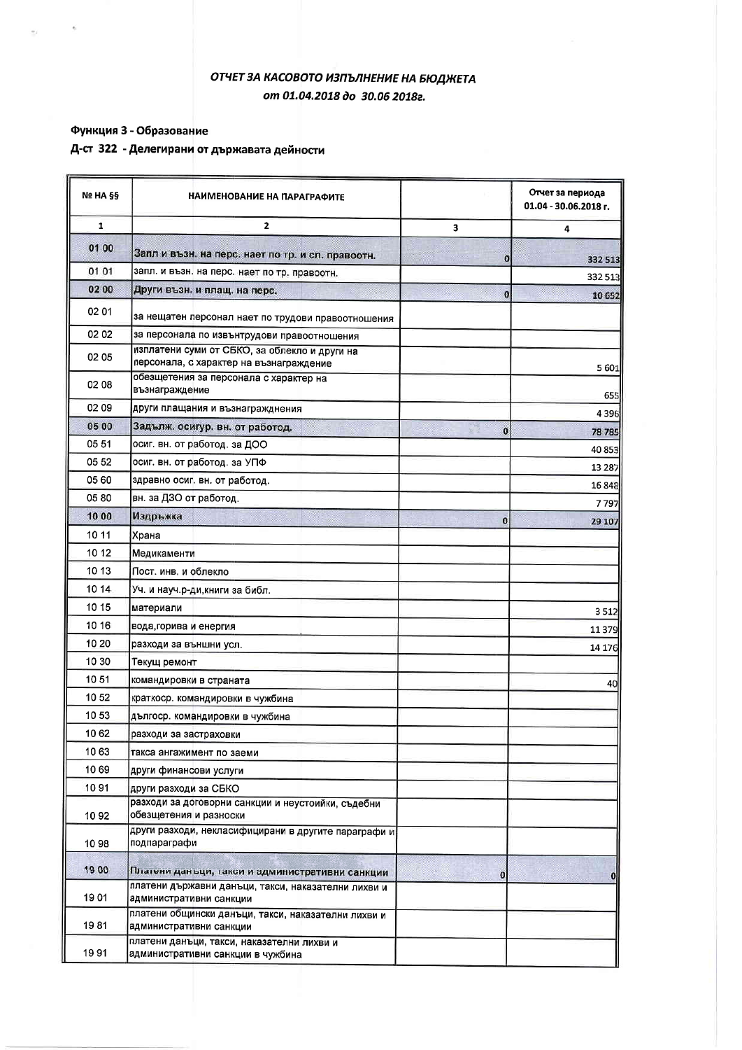## *ОТЧЕТ ЗА КАСОВОТО ИЗПЪЛНЕНИЕ НА БЮДЖЕТА*
## *от 01.04.2018 до 30.06 2018г.*

**Функция 3 - Образование**

**Д-ст 322 - Делегирани от държавата дейности**

| № НА §§ | НАИМЕНОВАНИЕ НА ПАРАГРАФИТЕ | | Отчет за периода 01.04 - 30.06.2018 г. |
|---|---|---|---|
| 1 | 2 | 3 | 4 |
| 01 00 | Запл и възн. на перс. нает по тр. и сл. правоотн. | 0 | 332 513 |
| 01 01 | запл. и възн. на перс. нает по тр. правоотн. | | 332 513 |
| 02 00 | Други възн. и плащ. на перс. | 0 | 10 652 |
| 02 01 | за нещатен персонал нает по трудови правоотношения | | |
| 02 02 | за персонала по извънтрудови правоотношения | | |
| 02 05 | изплатени суми от СБКО, за облекло и други на персонала, с характер на възнаграждение | | 5 601 |
| 02 08 | обезщетения за персонала с характер на възнаграждение | | 655 |
| 02 09 | други плащания и възнаграждения | | 4 396 |
| 05 00 | Задълж. осигур. вн. от работод. | 0 | 78 785 |
| 05 51 | осиг. вн. от работод. за ДОО | | 40 853 |
| 05 52 | осиг. вн. от работод. за УПФ | | 13 287 |
| 05 60 | здравно осиг. вн. от работод. | | 16 848 |
| 05 80 | вн. за ДЗО от работод. | | 7 797 |
| 10 00 | Издръжка | 0 | 29 107 |
| 10 11 | Храна | | |
| 10 12 | Медикаменти | | |
| 10 13 | Пост. инв. и облекло | | |
| 10 14 | Уч. и науч.р-ди,книги за библ. | | |
| 10 15 | материали | | 3 512 |
| 10 16 | вода,горива и енергия | | 11 379 |
| 10 20 | разходи за външни усл. | | 14 176 |
| 10 30 | Текущ ремонт | | |
| 10 51 | командировки в страната | | 40 |
| 10 52 | краткоср. командировки в чужбина | | |
| 10 53 | дългоср. командировки в чужбина | | |
| 10 62 | разходи за застраховки | | |
| 10 63 | такса ангажимент по заеми | | |
| 10 69 | други финансови услуги | | |
| 10 91 | други разходи за СБКО | | |
| 10 92 | разходи за договорни санкции и неустойки, съдебни обезщетения и разноски | | |
| 10 98 | други разходи, некласифицирани в другите параграфи и подпараграфи | | |
| 19 00 | Платени данъци, такси и административни санкции | 0 | 0 |
| 19 01 | платени държавни данъци, такси, наказателни лихви и административни санкции | | |
| 19 81 | платени общински данъци, такси, наказателни лихви и административни санкции | | |
| 19 91 | платени данъци, такси, наказателни лихви и административни санкции в чужбина | | |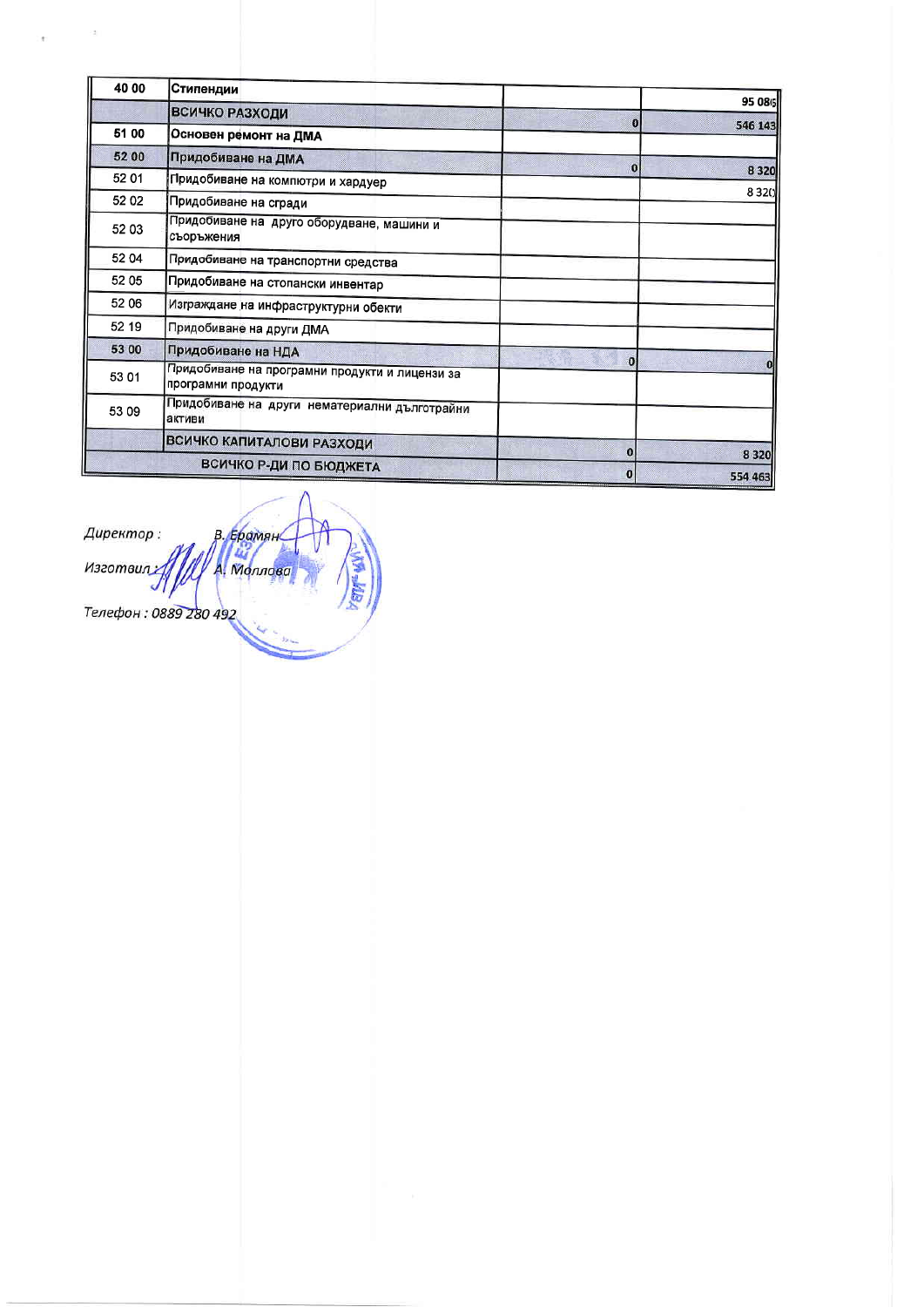| | | | |
|---|---|---|---|
| 40 00 | **Стипендии** | | 95 085 |
| | **ВСИЧКО РАЗХОДИ** | 0 | 546 143 |
| 51 00 | **Основен ремонт на ДМА** | | |
| 52 00 | **Придобиване на ДМА** | 0 | 8 320 |
| 52 01 | Придобиване на компютри и хардуер | | 8 320 |
| 52 02 | Придобиване на сгради | | |
| 52 03 | Придобиване на друго оборудване, машини и съоръжения | | |
| 52 04 | Придобиване на транспортни средства | | |
| 52 05 | Придобиване на стопански инвентар | | |
| 52 06 | Изграждане на инфраструктурни обекти | | |
| 52 19 | Придобиване на други ДМА | | |
| 53 00 | **Придобиване на НДА** | 0 | 0 |
| 53 01 | Придобиване на програмни продукти и лицензи за програмни продукти | | |
| 53 09 | Придобиване на други нематериални дълготрайни активи | | |
| | **ВСИЧКО КАПИТАЛОВИ РАЗХОДИ** | 0 | 8 320 |
| | **ВСИЧКО Р-ДИ ПО БЮДЖЕТА** | 0 | 554 463 |

*Директор :* *В. Ерамян*

*Изготвил :* *А. Моллова*

*Телефон : 0889 280 492*